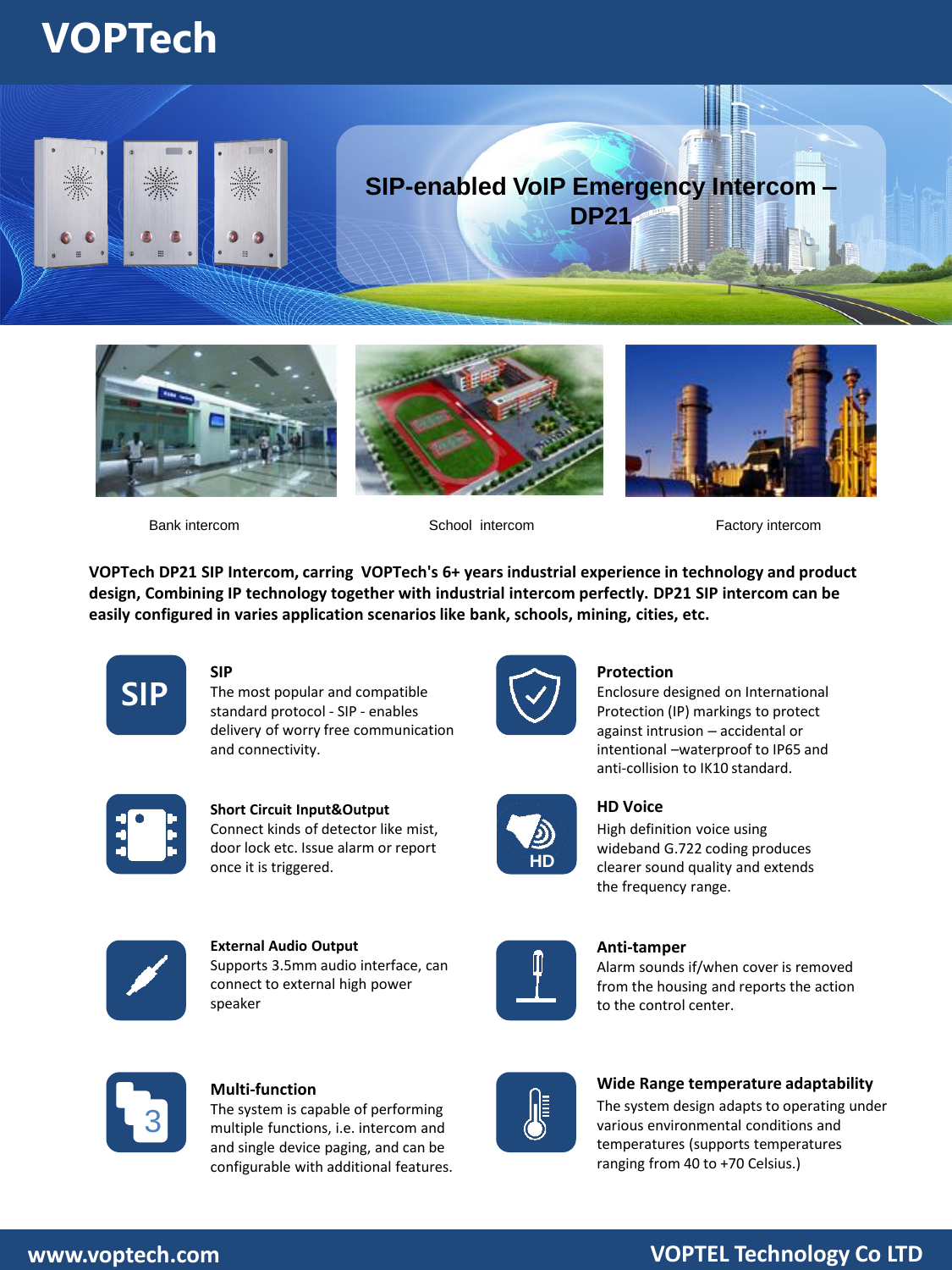# VOPTech

## SIP-enabled VoIP Emergency Intercom – DP21

Bank intercom

School intercom

Factory intercom

**VOPTech DP21 SIP Intercom, carring VOPTech's 6+ years industrial experience in technology and product design, Combining IP technology together with industrial intercom perfectly. DP21 SIP intercom can be easily configured in varies application scenarios like bank, schools, mining, cities, etc.**

### SIP

The most popular and compatible standard protocol - SIP - enables delivery of worry free communication and connectivity.

### Protection

Enclosure designed on International Protection (IP) markings to protect against intrusion – accidental or intentional –waterproof to IP65 and anti-collision to IK10 standard.

### Short Circuit Input&Output

Connect kinds of detector like mist, door lock etc. Issue alarm or report once it is triggered.

### HD Voice

High definition voice using wideband G.722 coding produces clearer sound quality and extends the frequency range.

### External Audio Output

Supports 3.5mm audio interface, can connect to external high power speaker

### Anti-tamper

Alarm sounds if/when cover is removed from the housing and reports the action to the control center.

### Multi-function

The system is capable of performing multiple functions, i.e. intercom and and single device paging, and can be configurable with additional features.

### Wide Range temperature adaptability

The system design adapts to operating under various environmental conditions and temperatures (supports temperatures ranging from 40 to +70 Celsius.)

www.voptech.com

VOPTEL Technology Co LTD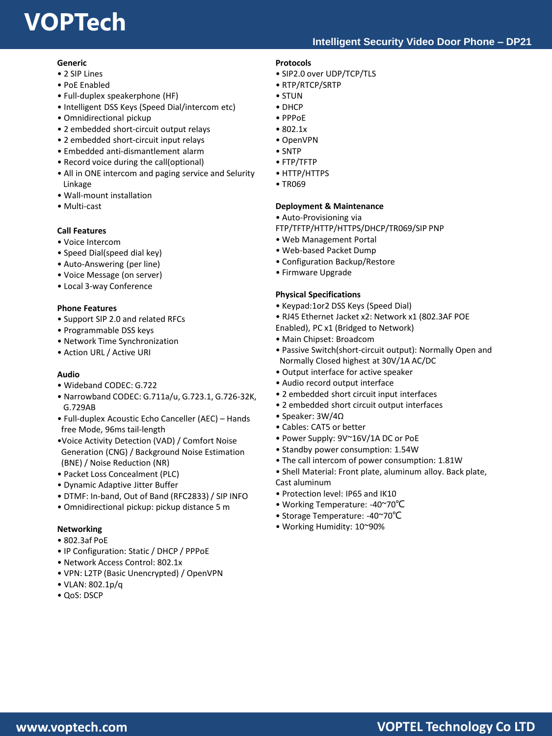**Generic**

- 2 SIP Lines
- PoE Enabled
- Full-duplex speakerphone (HF)
- Intelligent DSS Keys (Speed Dial/intercom etc)
- Omnidirectional pickup
- 2 embedded short-circuit output relays
- 2 embedded short-circuit input relays
- Embedded anti-dismantlement alarm
- Record voice during the call(optional)
- All in ONE intercom and paging service and Selurity Linkage
- Wall-mount installation
- Multi-cast

**Call Features**

- Voice Intercom
- Speed Dial(speed dial key)
- Auto-Answering (per line)
- Voice Message (on server)
- Local 3-way Conference

**Phone Features**

- Support SIP 2.0 and related RFCs
- Programmable DSS keys
- Network Time Synchronization
- Action URL / Active URI

**Audio**

- Wideband CODEC: G.722
- Narrowband CODEC: G.711a/u, G.723.1, G.726-32K, G.729AB
- Full-duplex Acoustic Echo Canceller (AEC) – Hands free Mode, 96ms tail-length
- Voice Activity Detection (VAD) / Comfort Noise Generation (CNG) / Background Noise Estimation (BNE) / Noise Reduction (NR)
- Packet Loss Concealment (PLC)
- Dynamic Adaptive Jitter Buffer
- DTMF: In-band, Out of Band (RFC2833) / SIP INFO
- Omnidirectional pickup: pickup distance 5 m

**Networking**

- 802.3af PoE
- IP Configuration: Static / DHCP / PPPoE
- Network Access Control: 802.1x
- VPN: L2TP (Basic Unencrypted) / OpenVPN
- VLAN: 802.1p/q
- QoS: DSCP

**Protocols**

- SIP2.0 over UDP/TCP/TLS
- RTP/RTCP/SRTP
- STUN
- DHCP
- PPPoE
- 802.1x
- OpenVPN
- SNTP
- FTP/TFTP
- HTTP/HTTPS
- TR069

**Deployment & Maintenance**

- Auto-Provisioning via FTP/TFTP/HTTP/HTTPS/DHCP/TR069/SIP PNP
- Web Management Portal
- Web-based Packet Dump
- Configuration Backup/Restore
- Firmware Upgrade

**Physical Specifications**

- Keypad:1or2 DSS Keys (Speed Dial)
- RJ45 Ethernet Jacket x2: Network x1 (802.3AF POE Enabled), PC x1 (Bridged to Network)
- Main Chipset: Broadcom
- Passive Switch(short-circuit output): Normally Open and Normally Closed highest at 30V/1A AC/DC
- Output interface for active speaker
- Audio record output interface
- 2 embedded short circuit input interfaces
- 2 embedded short circuit output interfaces
- Speaker: 3W/4Ω
- Cables: CAT5 or better
- Power Supply: 9V~16V/1A DC or PoE
- Standby power consumption: 1.54W
- The call intercom of power consumption: 1.81W
- Shell Material: Front plate, aluminum alloy. Back plate, Cast aluminum
- Protection level: IP65 and IK10
- Working Temperature: -40~70℃
- Storage Temperature: -40~70℃
- Working Humidity: 10~90%